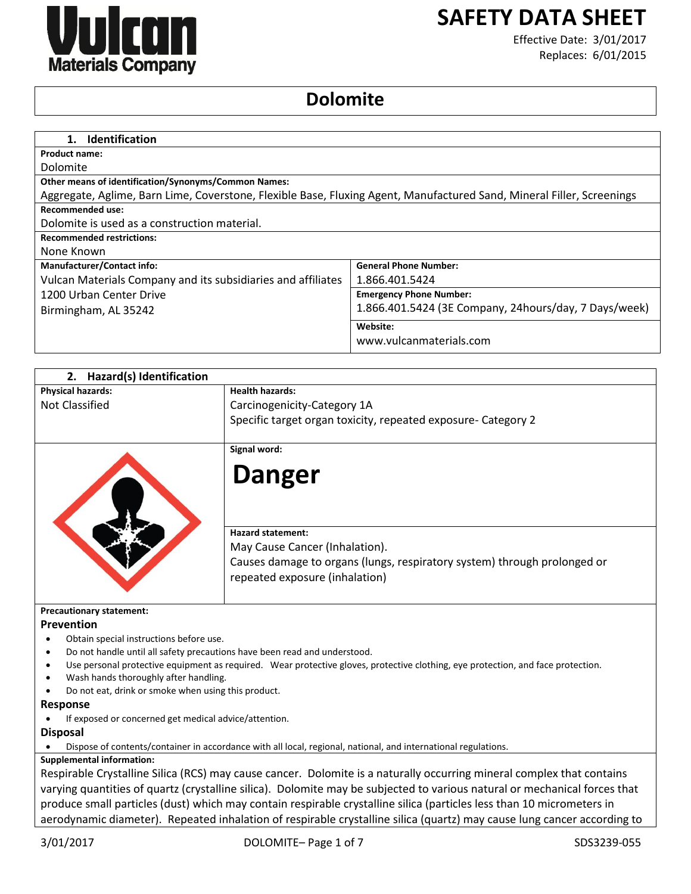# SAFETY DATA SHEET

Effective Date: 3/01/2017
Replaces: 6/01/2015

# Dolomite

## 1. Identification

**Product name:**
Dolomite

**Other means of identification/Synonyms/Common Names:**
Aggregate, Aglime, Barn Lime, Coverstone, Flexible Base, Fluxing Agent, Manufactured Sand, Mineral Filler, Screenings

**Recommended use:**
Dolomite is used as a construction material.

**Recommended restrictions:**
None Known

| **Manufacturer/Contact info:** | **General Phone Number:** |
|---|---|
| Vulcan Materials Company and its subsidiaries and affiliates<br>1200 Urban Center Drive<br>Birmingham, AL 35242 | 1.866.401.5424 |
| | **Emergency Phone Number:**<br>1.866.401.5424 (3E Company, 24hours/day, 7 Days/week) |
| | **Website:**<br>www.vulcanmaterials.com |

## 2. Hazard(s) Identification

| **Physical hazards:** | **Health hazards:** |
|---|---|
| Not Classified | Carcinogenicity-Category 1A<br>Specific target organ toxicity, repeated exposure- Category 2 |

**Signal word:**

**Danger**

**Hazard statement:**
May Cause Cancer (Inhalation).
Causes damage to organs (lungs, respiratory system) through prolonged or repeated exposure (inhalation)

**Precautionary statement:**

### Prevention

- Obtain special instructions before use.
- Do not handle until all safety precautions have been read and understood.
- Use personal protective equipment as required. Wear protective gloves, protective clothing, eye protection, and face protection.
- Wash hands thoroughly after handling.
- Do not eat, drink or smoke when using this product.

### Response

- If exposed or concerned get medical advice/attention.

### Disposal

- Dispose of contents/container in accordance with all local, regional, national, and international regulations.

**Supplemental information:**
Respirable Crystalline Silica (RCS) may cause cancer. Dolomite is a naturally occurring mineral complex that contains varying quantities of quartz (crystalline silica). Dolomite may be subjected to various natural or mechanical forces that produce small particles (dust) which may contain respirable crystalline silica (particles less than 10 micrometers in aerodynamic diameter). Repeated inhalation of respirable crystalline silica (quartz) may cause lung cancer according to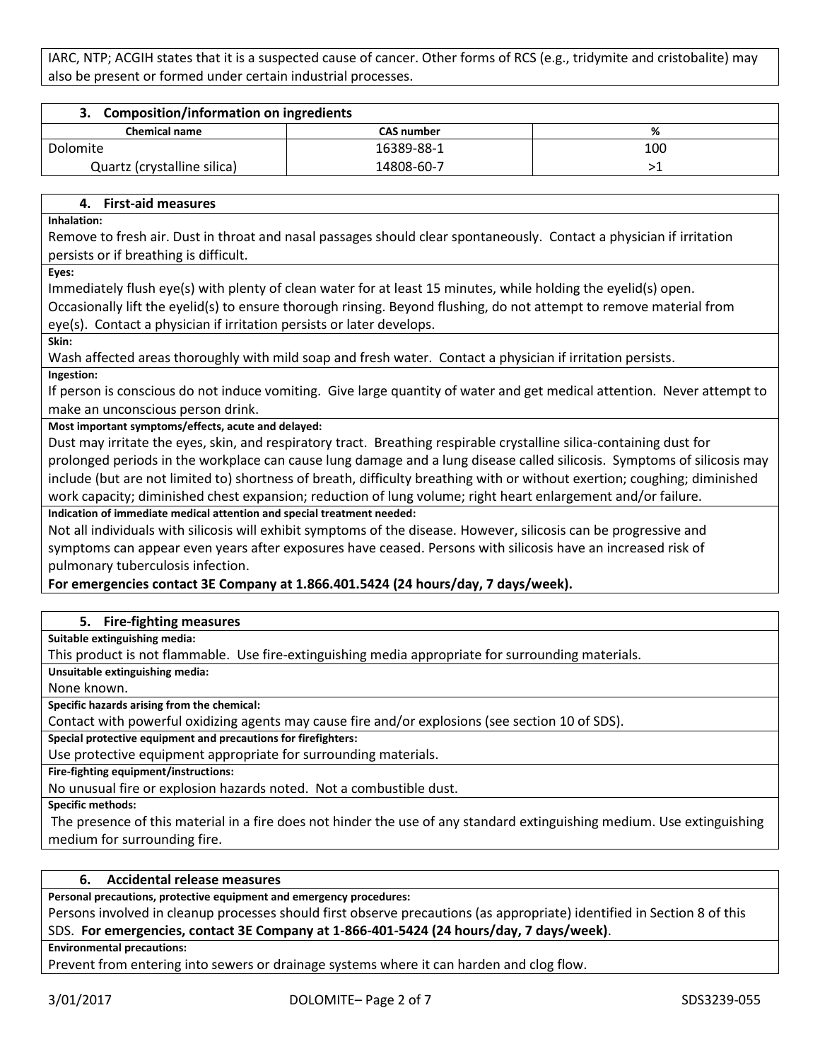IARC, NTP; ACGIH states that it is a suspected cause of cancer. Other forms of RCS (e.g., tridymite and cristobalite) may also be present or formed under certain industrial processes.

## 3. Composition/information on ingredients

| Chemical name | CAS number | % |
|---|---|---|
| Dolomite | 16389-88-1 | 100 |
| Quartz (crystalline silica) | 14808-60-7 | >1 |

## 4. First-aid measures

**Inhalation:**

Remove to fresh air. Dust in throat and nasal passages should clear spontaneously. Contact a physician if irritation persists or if breathing is difficult.

**Eyes:**

Immediately flush eye(s) with plenty of clean water for at least 15 minutes, while holding the eyelid(s) open. Occasionally lift the eyelid(s) to ensure thorough rinsing. Beyond flushing, do not attempt to remove material from eye(s). Contact a physician if irritation persists or later develops.

**Skin:**

Wash affected areas thoroughly with mild soap and fresh water. Contact a physician if irritation persists.

**Ingestion:**

If person is conscious do not induce vomiting. Give large quantity of water and get medical attention. Never attempt to make an unconscious person drink.

**Most important symptoms/effects, acute and delayed:**

Dust may irritate the eyes, skin, and respiratory tract. Breathing respirable crystalline silica-containing dust for prolonged periods in the workplace can cause lung damage and a lung disease called silicosis. Symptoms of silicosis may include (but are not limited to) shortness of breath, difficulty breathing with or without exertion; coughing; diminished work capacity; diminished chest expansion; reduction of lung volume; right heart enlargement and/or failure.

**Indication of immediate medical attention and special treatment needed:**

Not all individuals with silicosis will exhibit symptoms of the disease. However, silicosis can be progressive and symptoms can appear even years after exposures have ceased. Persons with silicosis have an increased risk of pulmonary tuberculosis infection.

**For emergencies contact 3E Company at 1.866.401.5424 (24 hours/day, 7 days/week).**

## 5. Fire-fighting measures

**Suitable extinguishing media:**

This product is not flammable. Use fire-extinguishing media appropriate for surrounding materials.

**Unsuitable extinguishing media:**

None known.

**Specific hazards arising from the chemical:**

Contact with powerful oxidizing agents may cause fire and/or explosions (see section 10 of SDS).

**Special protective equipment and precautions for firefighters:**

Use protective equipment appropriate for surrounding materials.

**Fire-fighting equipment/instructions:**

No unusual fire or explosion hazards noted. Not a combustible dust.

**Specific methods:**

The presence of this material in a fire does not hinder the use of any standard extinguishing medium. Use extinguishing medium for surrounding fire.

## 6. Accidental release measures

**Personal precautions, protective equipment and emergency procedures:**

Persons involved in cleanup processes should first observe precautions (as appropriate) identified in Section 8 of this SDS. **For emergencies, contact 3E Company at 1-866-401-5424 (24 hours/day, 7 days/week)**.

**Environmental precautions:**

Prevent from entering into sewers or drainage systems where it can harden and clog flow.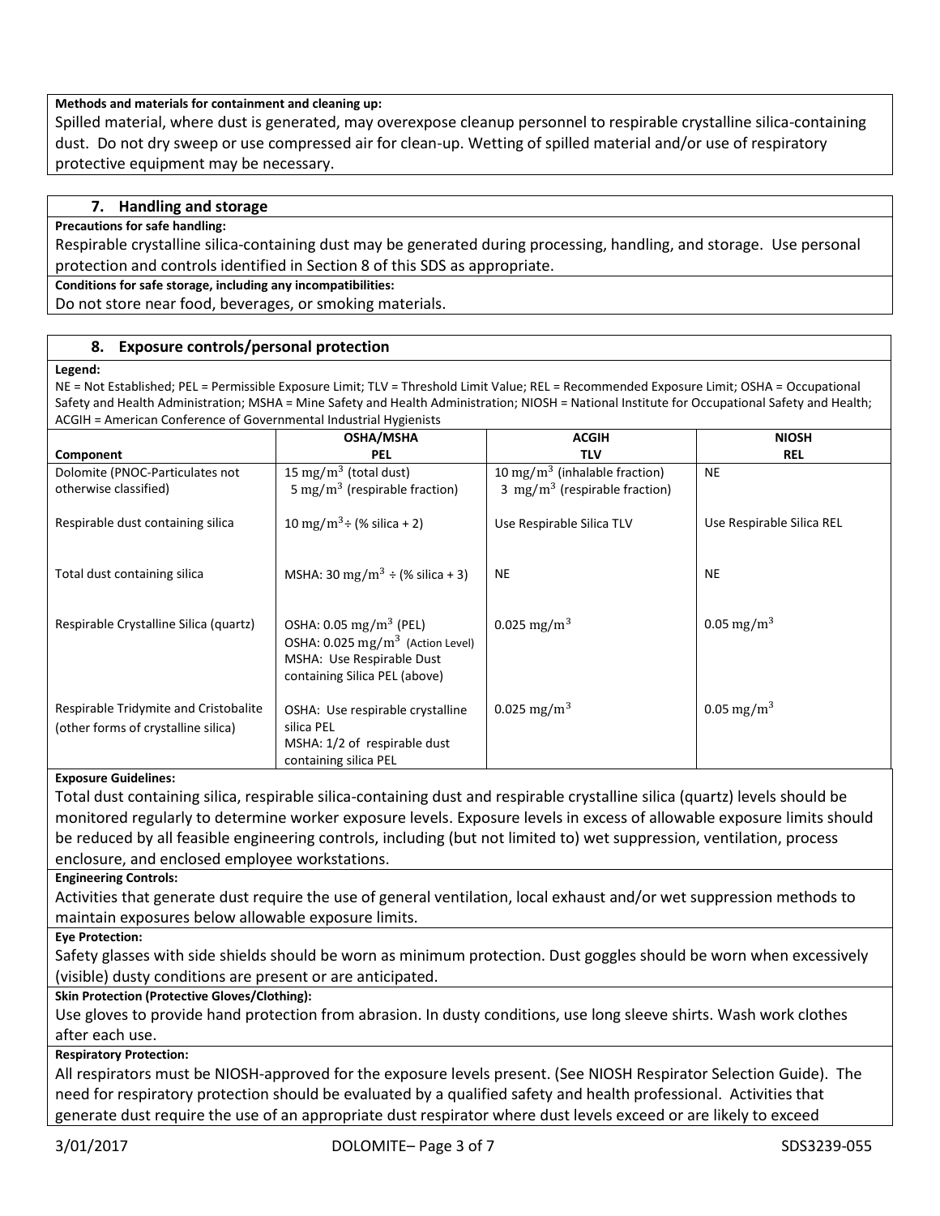**Methods and materials for containment and cleaning up:**

Spilled material, where dust is generated, may overexpose cleanup personnel to respirable crystalline silica-containing dust. Do not dry sweep or use compressed air for clean-up. Wetting of spilled material and/or use of respiratory protective equipment may be necessary.

## 7. Handling and storage

**Precautions for safe handling:**

Respirable crystalline silica-containing dust may be generated during processing, handling, and storage. Use personal protection and controls identified in Section 8 of this SDS as appropriate.

**Conditions for safe storage, including any incompatibilities:**

Do not store near food, beverages, or smoking materials.

## 8. Exposure controls/personal protection

**Legend:**

NE = Not Established; PEL = Permissible Exposure Limit; TLV = Threshold Limit Value; REL = Recommended Exposure Limit; OSHA = Occupational Safety and Health Administration; MSHA = Mine Safety and Health Administration; NIOSH = National Institute for Occupational Safety and Health; ACGIH = American Conference of Governmental Industrial Hygienists

| Component | OSHA/MSHA PEL | ACGIH TLV | NIOSH REL |
|---|---|---|---|
| Dolomite (PNOC-Particulates not otherwise classified) | 15 $mg/m^3$ (total dust)<br>5 $mg/m^3$ (respirable fraction) | 10 $mg/m^3$ (inhalable fraction)<br>3 $mg/m^3$ (respirable fraction) | NE |
| Respirable dust containing silica | 10 $mg/m^3$ ÷ (% silica + 2) | Use Respirable Silica TLV | Use Respirable Silica REL |
| Total dust containing silica | MSHA: 30 $mg/m^3$ ÷ (% silica + 3) | NE | NE |
| Respirable Crystalline Silica (quartz) | OSHA: 0.05 $mg/m^3$ (PEL)<br>OSHA: 0.025 $mg/m^3$ (Action Level)<br>MSHA: Use Respirable Dust containing Silica PEL (above) | 0.025 $mg/m^3$ | 0.05 $mg/m^3$ |
| Respirable Tridymite and Cristobalite (other forms of crystalline silica) | OSHA: Use respirable crystalline silica PEL<br>MSHA: 1/2 of respirable dust containing silica PEL | 0.025 $mg/m^3$ | 0.05 $mg/m^3$ |

**Exposure Guidelines:**

Total dust containing silica, respirable silica-containing dust and respirable crystalline silica (quartz) levels should be monitored regularly to determine worker exposure levels. Exposure levels in excess of allowable exposure limits should be reduced by all feasible engineering controls, including (but not limited to) wet suppression, ventilation, process enclosure, and enclosed employee workstations.

**Engineering Controls:**

Activities that generate dust require the use of general ventilation, local exhaust and/or wet suppression methods to maintain exposures below allowable exposure limits.

**Eye Protection:**

Safety glasses with side shields should be worn as minimum protection. Dust goggles should be worn when excessively (visible) dusty conditions are present or are anticipated.

**Skin Protection (Protective Gloves/Clothing):**

Use gloves to provide hand protection from abrasion. In dusty conditions, use long sleeve shirts. Wash work clothes after each use.

**Respiratory Protection:**

All respirators must be NIOSH-approved for the exposure levels present. (See NIOSH Respirator Selection Guide). The need for respiratory protection should be evaluated by a qualified safety and health professional. Activities that generate dust require the use of an appropriate dust respirator where dust levels exceed or are likely to exceed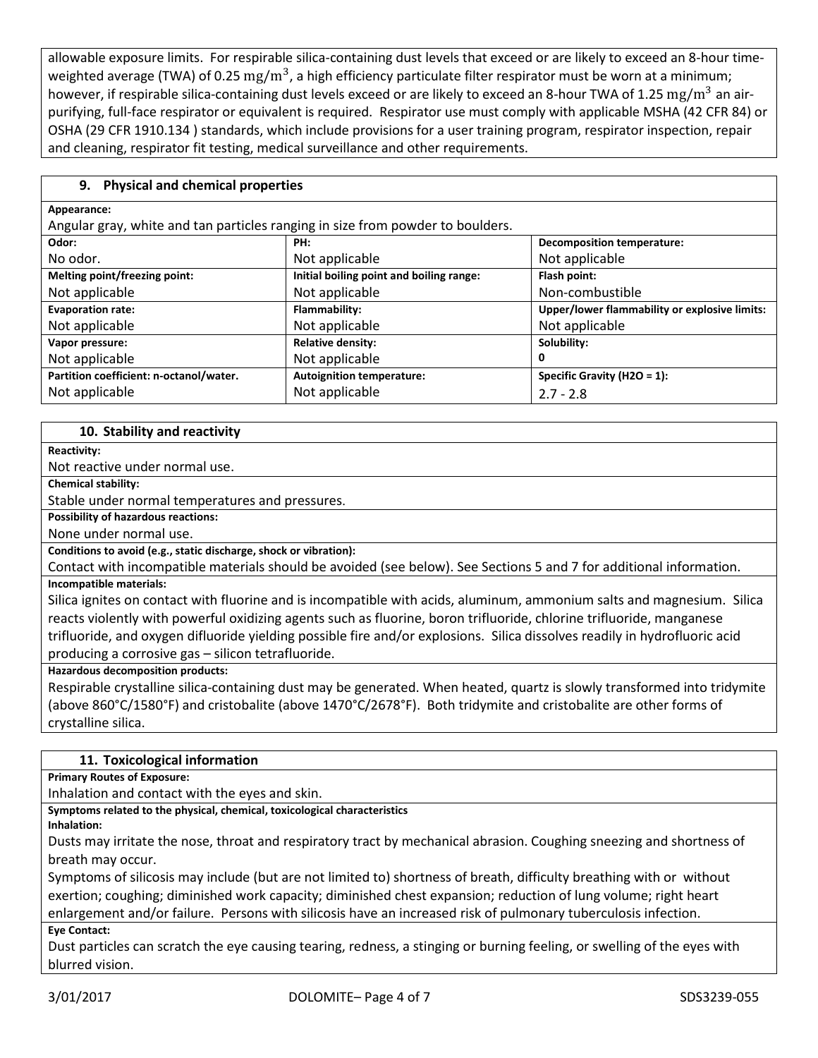allowable exposure limits. For respirable silica-containing dust levels that exceed or are likely to exceed an 8-hour time-weighted average (TWA) of 0.25 $\mathrm{mg/m^3}$, a high efficiency particulate filter respirator must be worn at a minimum; however, if respirable silica-containing dust levels exceed or are likely to exceed an 8-hour TWA of 1.25 $\mathrm{mg/m^3}$ an air-purifying, full-face respirator or equivalent is required. Respirator use must comply with applicable MSHA (42 CFR 84) or OSHA (29 CFR 1910.134 ) standards, which include provisions for a user training program, respirator inspection, repair and cleaning, respirator fit testing, medical surveillance and other requirements.

## 9. Physical and chemical properties

**Appearance:**

Angular gray, white and tan particles ranging in size from powder to boulders.

| **Odor:** | **PH:** | **Decomposition temperature:** |
|---|---|---|
| No odor. | Not applicable | Not applicable |
| **Melting point/freezing point:** | **Initial boiling point and boiling range:** | **Flash point:** |
| Not applicable | Not applicable | Non-combustible |
| **Evaporation rate:** | **Flammability:** | **Upper/lower flammability or explosive limits:** |
| Not applicable | Not applicable | Not applicable |
| **Vapor pressure:** | **Relative density:** | **Solubility:** |
| Not applicable | Not applicable | 0 |
| **Partition coefficient: n-octanol/water.** | **Autoignition temperature:** | **Specific Gravity (H2O = 1):** |
| Not applicable | Not applicable | 2.7 - 2.8 |

## 10. Stability and reactivity

**Reactivity:**

Not reactive under normal use.

**Chemical stability:**

Stable under normal temperatures and pressures.

**Possibility of hazardous reactions:**

None under normal use.

**Conditions to avoid (e.g., static discharge, shock or vibration):**

Contact with incompatible materials should be avoided (see below). See Sections 5 and 7 for additional information.

**Incompatible materials:**

Silica ignites on contact with fluorine and is incompatible with acids, aluminum, ammonium salts and magnesium. Silica reacts violently with powerful oxidizing agents such as fluorine, boron trifluoride, chlorine trifluoride, manganese trifluoride, and oxygen difluoride yielding possible fire and/or explosions. Silica dissolves readily in hydrofluoric acid producing a corrosive gas – silicon tetrafluoride.

**Hazardous decomposition products:**

Respirable crystalline silica-containing dust may be generated. When heated, quartz is slowly transformed into tridymite (above 860˚C/1580˚F) and cristobalite (above 1470˚C/2678˚F). Both tridymite and cristobalite are other forms of crystalline silica.

## 11. Toxicological information

**Primary Routes of Exposure:**

Inhalation and contact with the eyes and skin.

**Symptoms related to the physical, chemical, toxicological characteristics**

**Inhalation:**

Dusts may irritate the nose, throat and respiratory tract by mechanical abrasion. Coughing sneezing and shortness of breath may occur.

Symptoms of silicosis may include (but are not limited to) shortness of breath, difficulty breathing with or without exertion; coughing; diminished work capacity; diminished chest expansion; reduction of lung volume; right heart enlargement and/or failure. Persons with silicosis have an increased risk of pulmonary tuberculosis infection.

**Eye Contact:**

Dust particles can scratch the eye causing tearing, redness, a stinging or burning feeling, or swelling of the eyes with blurred vision.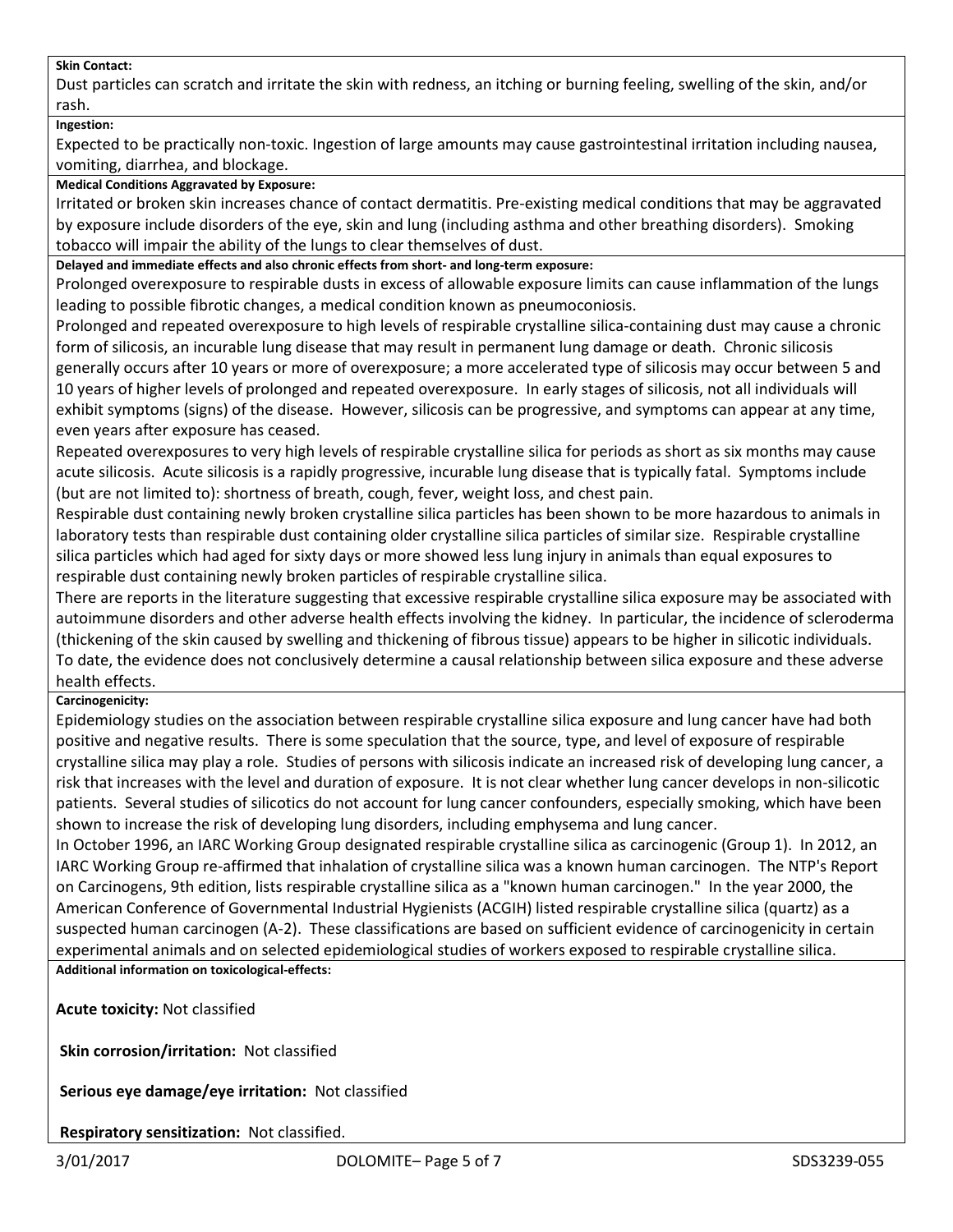**Skin Contact:**

Dust particles can scratch and irritate the skin with redness, an itching or burning feeling, swelling of the skin, and/or rash.

**Ingestion:**

Expected to be practically non-toxic. Ingestion of large amounts may cause gastrointestinal irritation including nausea, vomiting, diarrhea, and blockage.

**Medical Conditions Aggravated by Exposure:**

Irritated or broken skin increases chance of contact dermatitis. Pre-existing medical conditions that may be aggravated by exposure include disorders of the eye, skin and lung (including asthma and other breathing disorders). Smoking tobacco will impair the ability of the lungs to clear themselves of dust.

**Delayed and immediate effects and also chronic effects from short- and long-term exposure:**

Prolonged overexposure to respirable dusts in excess of allowable exposure limits can cause inflammation of the lungs leading to possible fibrotic changes, a medical condition known as pneumoconiosis.

Prolonged and repeated overexposure to high levels of respirable crystalline silica-containing dust may cause a chronic form of silicosis, an incurable lung disease that may result in permanent lung damage or death. Chronic silicosis generally occurs after 10 years or more of overexposure; a more accelerated type of silicosis may occur between 5 and 10 years of higher levels of prolonged and repeated overexposure. In early stages of silicosis, not all individuals will exhibit symptoms (signs) of the disease. However, silicosis can be progressive, and symptoms can appear at any time, even years after exposure has ceased.

Repeated overexposures to very high levels of respirable crystalline silica for periods as short as six months may cause acute silicosis. Acute silicosis is a rapidly progressive, incurable lung disease that is typically fatal. Symptoms include (but are not limited to): shortness of breath, cough, fever, weight loss, and chest pain.

Respirable dust containing newly broken crystalline silica particles has been shown to be more hazardous to animals in laboratory tests than respirable dust containing older crystalline silica particles of similar size. Respirable crystalline silica particles which had aged for sixty days or more showed less lung injury in animals than equal exposures to respirable dust containing newly broken particles of respirable crystalline silica.

There are reports in the literature suggesting that excessive respirable crystalline silica exposure may be associated with autoimmune disorders and other adverse health effects involving the kidney. In particular, the incidence of scleroderma (thickening of the skin caused by swelling and thickening of fibrous tissue) appears to be higher in silicotic individuals. To date, the evidence does not conclusively determine a causal relationship between silica exposure and these adverse health effects.

**Carcinogenicity:**

Epidemiology studies on the association between respirable crystalline silica exposure and lung cancer have had both positive and negative results. There is some speculation that the source, type, and level of exposure of respirable crystalline silica may play a role. Studies of persons with silicosis indicate an increased risk of developing lung cancer, a risk that increases with the level and duration of exposure. It is not clear whether lung cancer develops in non-silicotic patients. Several studies of silicotics do not account for lung cancer confounders, especially smoking, which have been shown to increase the risk of developing lung disorders, including emphysema and lung cancer.

In October 1996, an IARC Working Group designated respirable crystalline silica as carcinogenic (Group 1). In 2012, an IARC Working Group re-affirmed that inhalation of crystalline silica was a known human carcinogen. The NTP's Report on Carcinogens, 9th edition, lists respirable crystalline silica as a "known human carcinogen." In the year 2000, the American Conference of Governmental Industrial Hygienists (ACGIH) listed respirable crystalline silica (quartz) as a suspected human carcinogen (A-2). These classifications are based on sufficient evidence of carcinogenicity in certain experimental animals and on selected epidemiological studies of workers exposed to respirable crystalline silica.

**Additional information on toxicological-effects:**

**Acute toxicity:** Not classified

**Skin corrosion/irritation:** Not classified

**Serious eye damage/eye irritation:** Not classified

**Respiratory sensitization:** Not classified.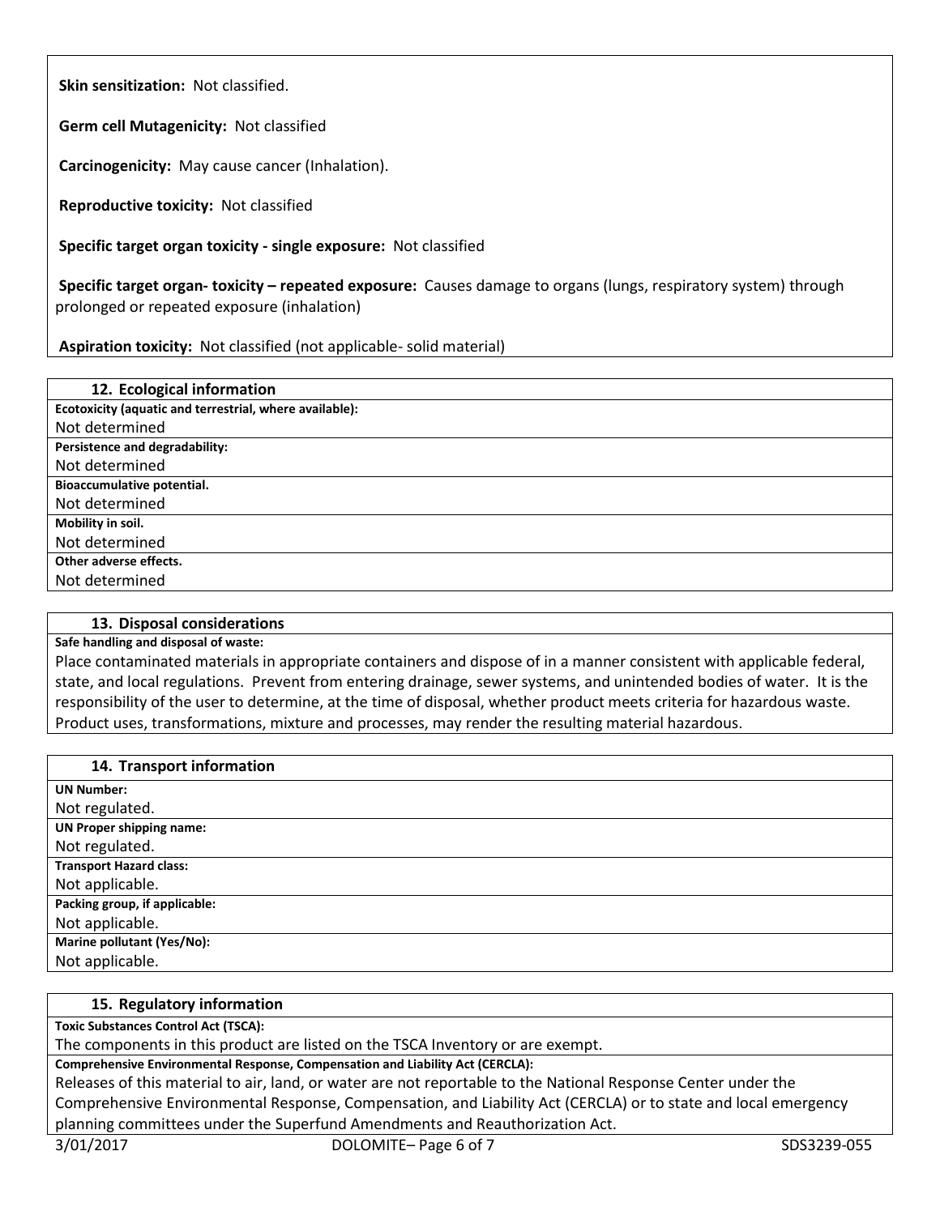**Skin sensitization:** Not classified.

**Germ cell Mutagenicity:** Not classified

**Carcinogenicity:** May cause cancer (Inhalation).

**Reproductive toxicity:** Not classified

**Specific target organ toxicity - single exposure:** Not classified

**Specific target organ- toxicity – repeated exposure:** Causes damage to organs (lungs, respiratory system) through prolonged or repeated exposure (inhalation)

**Aspiration toxicity:** Not classified (not applicable- solid material)

## 12. Ecological information

**Ecotoxicity (aquatic and terrestrial, where available):**
Not determined

**Persistence and degradability:**
Not determined

**Bioaccumulative potential.**
Not determined

**Mobility in soil.**
Not determined

**Other adverse effects.**
Not determined

## 13. Disposal considerations

**Safe handling and disposal of waste:**
Place contaminated materials in appropriate containers and dispose of in a manner consistent with applicable federal, state, and local regulations. Prevent from entering drainage, sewer systems, and unintended bodies of water. It is the responsibility of the user to determine, at the time of disposal, whether product meets criteria for hazardous waste. Product uses, transformations, mixture and processes, may render the resulting material hazardous.

## 14. Transport information

**UN Number:**
Not regulated.

**UN Proper shipping name:**
Not regulated.

**Transport Hazard class:**
Not applicable.

**Packing group, if applicable:**
Not applicable.

**Marine pollutant (Yes/No):**
Not applicable.

## 15. Regulatory information

**Toxic Substances Control Act (TSCA):**
The components in this product are listed on the TSCA Inventory or are exempt.

**Comprehensive Environmental Response, Compensation and Liability Act (CERCLA):**
Releases of this material to air, land, or water are not reportable to the National Response Center under the Comprehensive Environmental Response, Compensation, and Liability Act (CERCLA) or to state and local emergency planning committees under the Superfund Amendments and Reauthorization Act.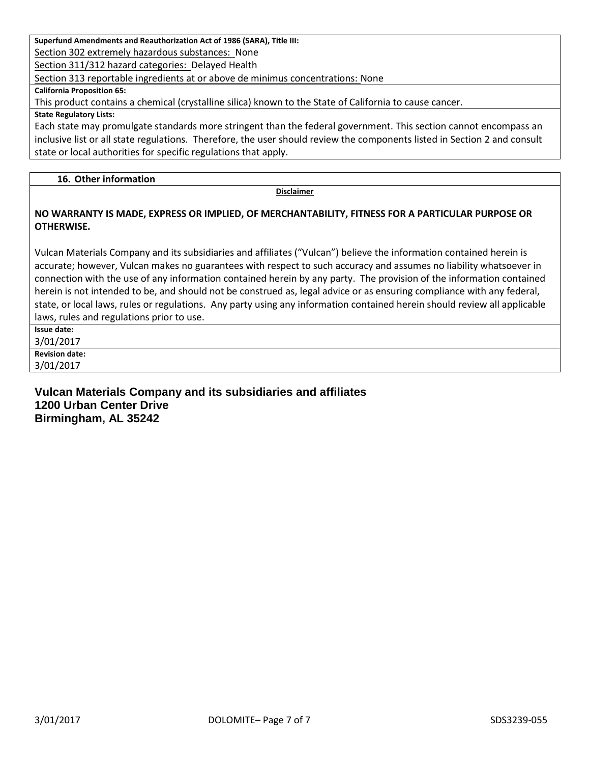**Superfund Amendments and Reauthorization Act of 1986 (SARA), Title III:**

Section 302 extremely hazardous substances: None

Section 311/312 hazard categories: Delayed Health

Section 313 reportable ingredients at or above de minimus concentrations: None

**California Proposition 65:**

This product contains a chemical (crystalline silica) known to the State of California to cause cancer.

**State Regulatory Lists:**

Each state may promulgate standards more stringent than the federal government. This section cannot encompass an inclusive list or all state regulations. Therefore, the user should review the components listed in Section 2 and consult state or local authorities for specific regulations that apply.

## 16. Other information

**Disclaimer**

**NO WARRANTY IS MADE, EXPRESS OR IMPLIED, OF MERCHANTABILITY, FITNESS FOR A PARTICULAR PURPOSE OR OTHERWISE.**

Vulcan Materials Company and its subsidiaries and affiliates ("Vulcan") believe the information contained herein is accurate; however, Vulcan makes no guarantees with respect to such accuracy and assumes no liability whatsoever in connection with the use of any information contained herein by any party. The provision of the information contained herein is not intended to be, and should not be construed as, legal advice or as ensuring compliance with any federal, state, or local laws, rules or regulations. Any party using any information contained herein should review all applicable laws, rules and regulations prior to use.

**Issue date:**

3/01/2017

**Revision date:**

3/01/2017

**Vulcan Materials Company and its subsidiaries and affiliates**
**1200 Urban Center Drive**
**Birmingham, AL 35242**